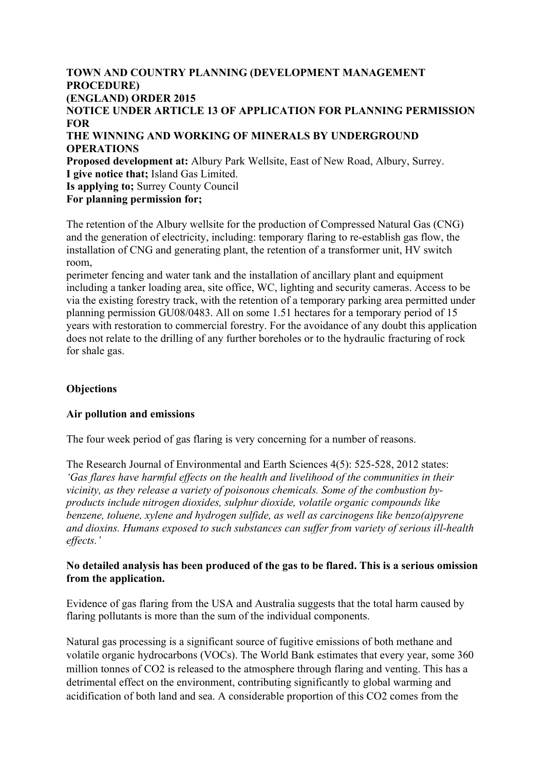**TOWN AND COUNTRY PLANNING (DEVELOPMENT MANAGEMENT PROCEDURE)**
**(ENGLAND) ORDER 2015**
**NOTICE UNDER ARTICLE 13 OF APPLICATION FOR PLANNING PERMISSION FOR**
**THE WINNING AND WORKING OF MINERALS BY UNDERGROUND OPERATIONS**

**Proposed development at:** Albury Park Wellsite, East of New Road, Albury, Surrey.
**I give notice that;** Island Gas Limited.
**Is applying to;** Surrey County Council
**For planning permission for;**

The retention of the Albury wellsite for the production of Compressed Natural Gas (CNG) and the generation of electricity, including: temporary flaring to re-establish gas flow, the installation of CNG and generating plant, the retention of a transformer unit, HV switch room,
perimeter fencing and water tank and the installation of ancillary plant and equipment including a tanker loading area, site office, WC, lighting and security cameras. Access to be via the existing forestry track, with the retention of a temporary parking area permitted under planning permission GU08/0483. All on some 1.51 hectares for a temporary period of 15 years with restoration to commercial forestry. For the avoidance of any doubt this application does not relate to the drilling of any further boreholes or to the hydraulic fracturing of rock for shale gas.

## Objections

### Air pollution and emissions

The four week period of gas flaring is very concerning for a number of reasons.

The Research Journal of Environmental and Earth Sciences 4(5): 525-528, 2012 states: *'Gas flares have harmful effects on the health and livelihood of the communities in their vicinity, as they release a variety of poisonous chemicals. Some of the combustion by-products include nitrogen dioxides, sulphur dioxide, volatile organic compounds like benzene, toluene, xylene and hydrogen sulfide, as well as carcinogens like benzo(a)pyrene and dioxins. Humans exposed to such substances can suffer from variety of serious ill-health effects.'*

**No detailed analysis has been produced of the gas to be flared. This is a serious omission from the application.**

Evidence of gas flaring from the USA and Australia suggests that the total harm caused by flaring pollutants is more than the sum of the individual components.

Natural gas processing is a significant source of fugitive emissions of both methane and volatile organic hydrocarbons (VOCs). The World Bank estimates that every year, some 360 million tonnes of $CO_2$ is released to the atmosphere through flaring and venting. This has a detrimental effect on the environment, contributing significantly to global warming and acidification of both land and sea. A considerable proportion of this $CO_2$ comes from the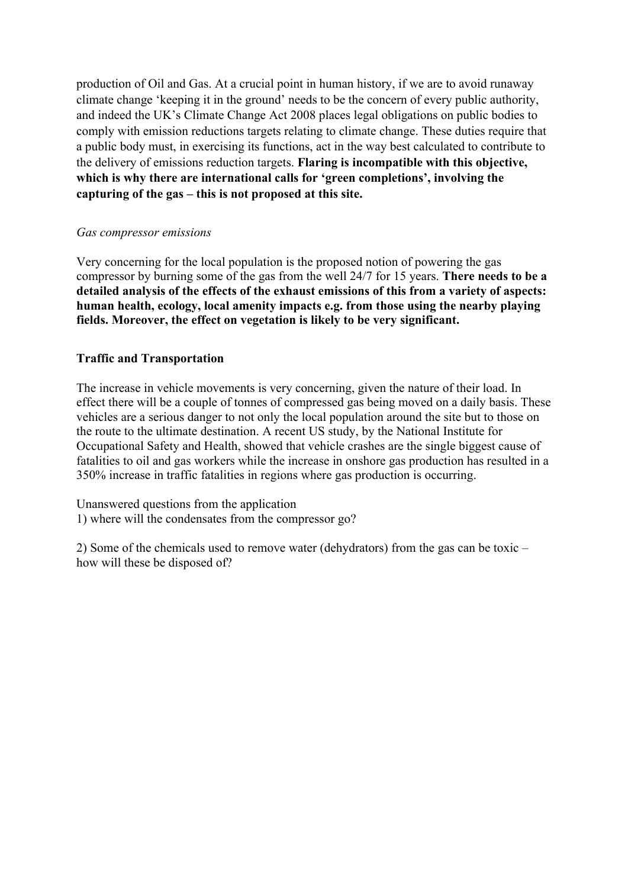production of Oil and Gas. At a crucial point in human history, if we are to avoid runaway climate change 'keeping it in the ground' needs to be the concern of every public authority, and indeed the UK's Climate Change Act 2008 places legal obligations on public bodies to comply with emission reductions targets relating to climate change. These duties require that a public body must, in exercising its functions, act in the way best calculated to contribute to the delivery of emissions reduction targets. **Flaring is incompatible with this objective, which is why there are international calls for 'green completions', involving the capturing of the gas – this is not proposed at this site.**

*Gas compressor emissions*

Very concerning for the local population is the proposed notion of powering the gas compressor by burning some of the gas from the well 24/7 for 15 years. **There needs to be a detailed analysis of the effects of the exhaust emissions of this from a variety of aspects: human health, ecology, local amenity impacts e.g. from those using the nearby playing fields. Moreover, the effect on vegetation is likely to be very significant.**

**Traffic and Transportation**

The increase in vehicle movements is very concerning, given the nature of their load. In effect there will be a couple of tonnes of compressed gas being moved on a daily basis. These vehicles are a serious danger to not only the local population around the site but to those on the route to the ultimate destination. A recent US study, by the National Institute for Occupational Safety and Health, showed that vehicle crashes are the single biggest cause of fatalities to oil and gas workers while the increase in onshore gas production has resulted in a 350% increase in traffic fatalities in regions where gas production is occurring.

Unanswered questions from the application

1) where will the condensates from the compressor go?

2) Some of the chemicals used to remove water (dehydrators) from the gas can be toxic – how will these be disposed of?